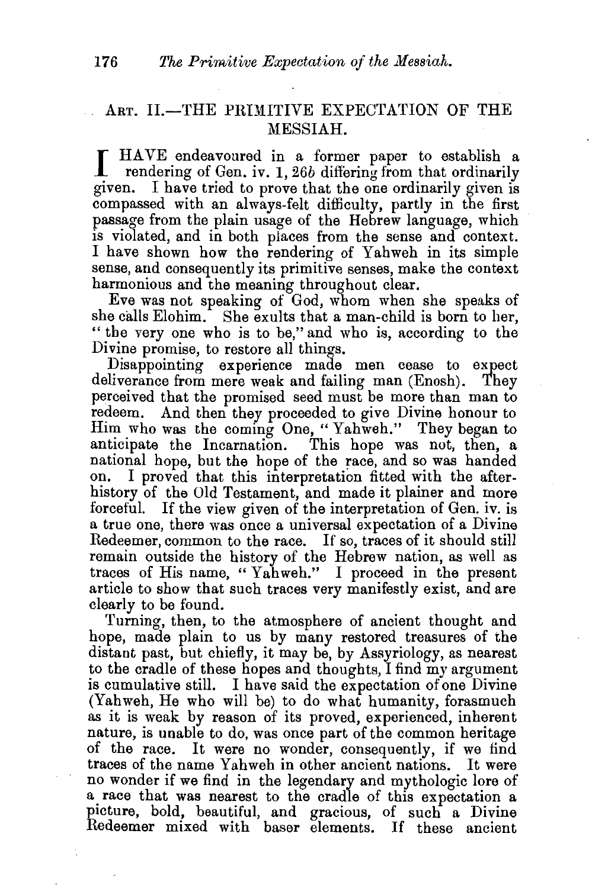## ART. II.—THE PRIMITIVE EXPECTATION OF THE MESSIAH.

I HAVE endeavoured in a former paper to establish a rendering of Gen. iv. 1, 26*b* differing from that ordinarily given. I have tried to prove that the one ordinarily given is compassed with an always-felt difficulty, partly in the first passage from the plain usage of the Hebrew language, which is violated, and in both places from the sense and context. I have shown how the rendering of Yahweh in its simple sense, and consequently its primitive senses, make the context harmonious and the meaning throughout clear.

Eve was not speaking of God, whom when she speaks of she calls Elohim. She exults that a man-child is born to her, "the very one who is to be," and who is, according to the Divine promise, to restore all things.

Disappointing experience made men cease to expect deliverance from mere weak and failing man (Enosh). They perceived that the promised seed must be more than man to redeem. And then they proceeded to give Divine honour to Him who was the coming One, "Yahweh." They began to anticipate the Incarnation. This hope was not, then, a national hope, but the hope of the race, and so was handed on. I proved that this interpretation fitted with the after-history of the Old Testament, and made it plainer and more forceful. If the view given of the interpretation of Gen. iv. is a true one, there was once a universal expectation of a Divine Redeemer, common to the race. If so, traces of it should still remain outside the history of the Hebrew nation, as well as traces of His name, "Yahweh." I proceed in the present article to show that such traces very manifestly exist, and are clearly to be found.

Turning, then, to the atmosphere of ancient thought and hope, made plain to us by many restored treasures of the distant past, but chiefly, it may be, by Assyriology, as nearest to the cradle of these hopes and thoughts, I find my argument is cumulative still. I have said the expectation of one Divine (Yahweh, He who will be) to do what humanity, forasmuch as it is weak by reason of its proved, experienced, inherent nature, is unable to do, was once part of the common heritage of the race. It were no wonder, consequently, if we find traces of the name Yahweh in other ancient nations. It were no wonder if we find in the legendary and mythologic lore of a race that was nearest to the cradle of this expectation a picture, bold, beautiful, and gracious, of such a Divine Redeemer mixed with baser elements. If these ancient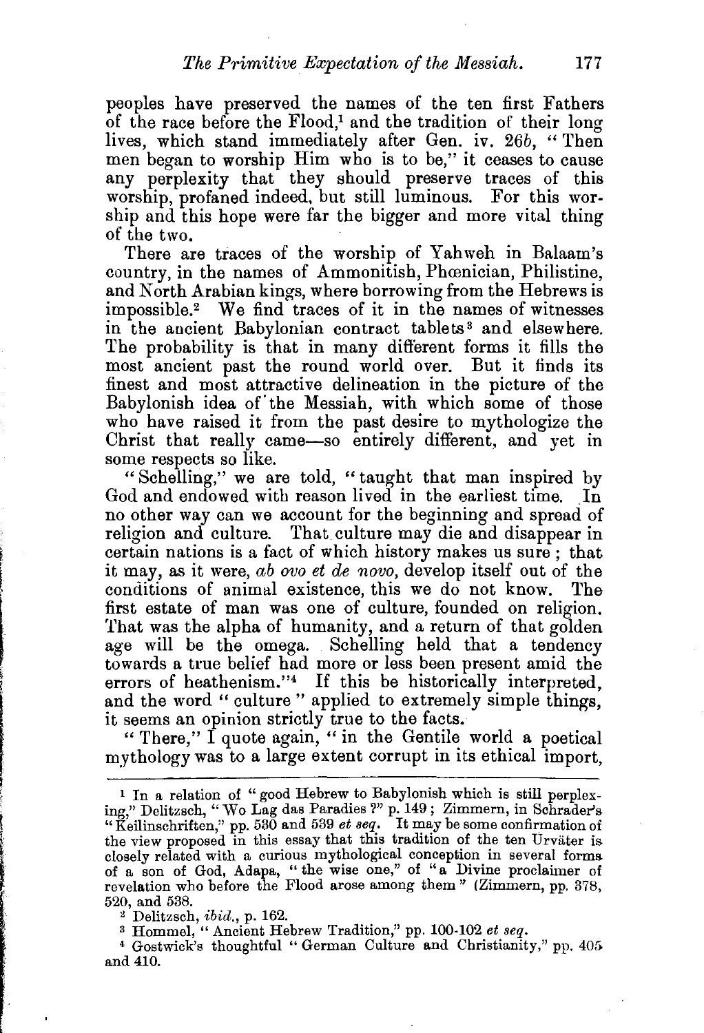peoples have preserved the names of the ten first Fathers of the race before the Flood,[1] and the tradition of their long lives, which stand immediately after Gen. iv. 26*b*, "Then men began to worship Him who is to be," it ceases to cause any perplexity that they should preserve traces of this worship, profaned indeed, but still luminous. For this worship and this hope were far the bigger and more vital thing of the two.

There are traces of the worship of Yahweh in Balaam's country, in the names of Ammonitish, Phœnician, Philistine, and North Arabian kings, where borrowing from the Hebrews is impossible.[2] We find traces of it in the names of witnesses in the ancient Babylonian contract tablets[3] and elsewhere. The probability is that in many different forms it fills the most ancient past the round world over. But it finds its finest and most attractive delineation in the picture of the Babylonish idea of the Messiah, with which some of those who have raised it from the past desire to mythologize the Christ that really came—so entirely different, and yet in some respects so like.

"Schelling," we are told, "taught that man inspired by God and endowed with reason lived in the earliest time. In no other way can we account for the beginning and spread of religion and culture. That culture may die and disappear in certain nations is a fact of which history makes us sure; that it may, as it were, *ab ovo et de novo*, develop itself out of the conditions of animal existence, this we do not know. The first estate of man was one of culture, founded on religion. That was the alpha of humanity, and a return of that golden age will be the omega. Schelling held that a tendency towards a true belief had more or less been present amid the errors of heathenism."[4] If this be historically interpreted, and the word "culture" applied to extremely simple things, it seems an opinion strictly true to the facts.

"There," I quote again, "in the Gentile world a poetical mythology was to a large extent corrupt in its ethical import,

---

[1] In a relation of "good Hebrew to Babylonish which is still perplexing," Delitzsch, "Wo Lag das Paradies?" p. 149; Zimmern, in Schrader's "Keilinschriften," pp. 530 and 539 *et seq.* It may be some confirmation of the view proposed in this essay that this tradition of the ten Urväter is closely related with a curious mythological conception in several forms of a son of God, Adapa, "the wise one," of "a Divine proclaimer of revelation who before the Flood arose among them" (Zimmern, pp. 378, 520, and 538.

[2] Delitzsch, *ibid.*, p. 162.

[3] Hommel, "Ancient Hebrew Tradition," pp. 100-102 *et seq.*

[4] Gostwick's thoughtful "German Culture and Christianity," pp. 405 and 410.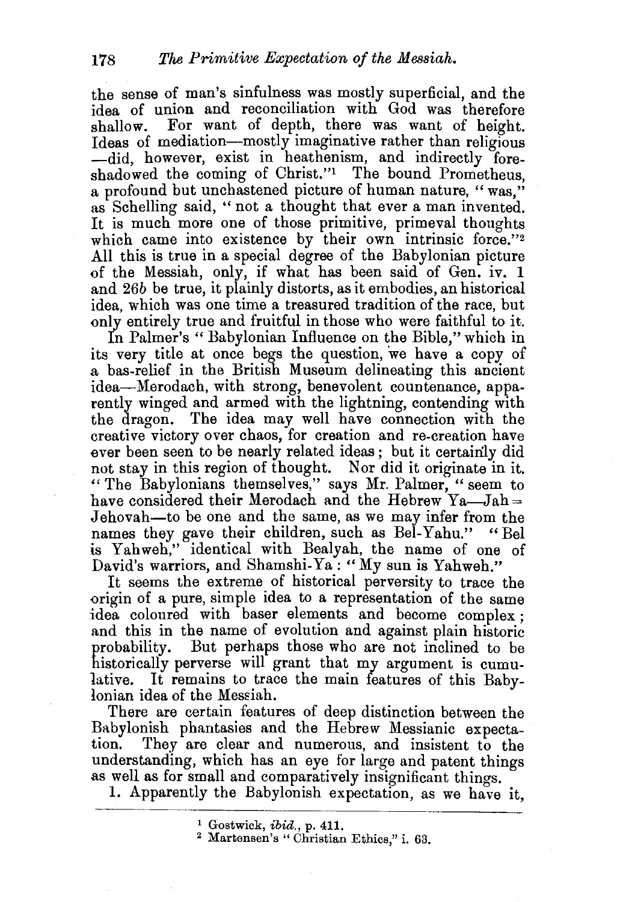the sense of man's sinfulness was mostly superficial, and the idea of union and reconciliation with God was therefore shallow. For want of depth, there was want of height. Ideas of mediation—mostly imaginative rather than religious—did, however, exist in heathenism, and indirectly foreshadowed the coming of Christ."[1] The bound Prometheus, a profound but unchastened picture of human nature, "was," as Schelling said, "not a thought that ever a man invented. It is much more one of those primitive, primeval thoughts which came into existence by their own intrinsic force."[2] All this is true in a special degree of the Babylonian picture of the Messiah, only, if what has been said of Gen. iv. 1 and 26*b* be true, it plainly distorts, as it embodies, an historical idea, which was one time a treasured tradition of the race, but only entirely true and fruitful in those who were faithful to it.

In Palmer's "Babylonian Influence on the Bible," which in its very title at once begs the question, we have a copy of a bas-relief in the British Museum delineating this ancient idea—Merodach, with strong, benevolent countenance, apparently winged and armed with the lightning, contending with the dragon. The idea may well have connection with the creative victory over chaos, for creation and re-creation have ever been seen to be nearly related ideas; but it certainly did not stay in this region of thought. Nor did it originate in it. "The Babylonians themselves," says Mr. Palmer, "seem to have considered their Merodach and the Hebrew Ya—Jah = Jehovah—to be one and the same, as we may infer from the names they gave their children, such as Bel-Yahu." "Bel is Yahweh," identical with Bealyah, the name of one of David's warriors, and Shamshi-Ya: "My sun is Yahweh."

It seems the extreme of historical perversity to trace the origin of a pure, simple idea to a representation of the same idea coloured with baser elements and become complex; and this in the name of evolution and against plain historic probability. But perhaps those who are not inclined to be historically perverse will grant that my argument is cumulative. It remains to trace the main features of this Babylonian idea of the Messiah.

There are certain features of deep distinction between the Babylonish phantasies and the Hebrew Messianic expectation. They are clear and numerous, and insistent to the understanding, which has an eye for large and patent things as well as for small and comparatively insignificant things.

1. Apparently the Babylonish expectation, as we have it,

---

[1] Gostwick, *ibid.*, p. 411.

[2] Martensen's "Christian Ethics," i. 63.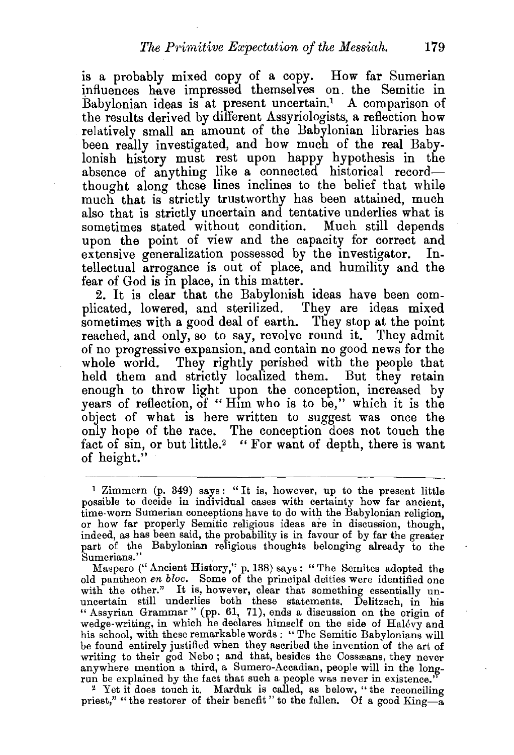is a probably mixed copy of a copy. How far Sumerian influences have impressed themselves on the Semitic in Babylonian ideas is at present uncertain.[1] A comparison of the results derived by different Assyriologists, a reflection how relatively small an amount of the Babylonian libraries has been really investigated, and how much of the real Babylonish history must rest upon happy hypothesis in the absence of anything like a connected historical record—thought along these lines inclines to the belief that while much that is strictly trustworthy has been attained, much also that is strictly uncertain and tentative underlies what is sometimes stated without condition. Much still depends upon the point of view and the capacity for correct and extensive generalization possessed by the investigator. Intellectual arrogance is out of place, and humility and the fear of God is in place, in this matter.

2. It is clear that the Babylonish ideas have been complicated, lowered, and sterilized. They are ideas mixed sometimes with a good deal of earth. They stop at the point reached, and only, so to say, revolve round it. They admit of no progressive expansion, and contain no good news for the whole world. They rightly perished with the people that held them and strictly localized them. But they retain enough to throw light upon the conception, increased by years of reflection, of "Him who is to be," which it is the object of what is here written to suggest was once the only hope of the race. The conception does not touch the fact of sin, or but little.[2] "For want of depth, there is want of height."

---

[1] Zimmern (p. 349) says: "It is, however, up to the present little possible to decide in individual cases with certainty how far ancient, time-worn Sumerian conceptions have to do with the Babylonian religion, or how far properly Semitic religious ideas are in discussion, though, indeed, as has been said, the probability is in favour of by far the greater part of the Babylonian religious thoughts belonging already to the Sumerians."

Maspero ("Ancient History," p. 138) says: "The Semites adopted the old pantheon *en bloc*. Some of the principal deities were identified one with the other." It is, however, clear that something essentially un-uncertain still underlies both these statements. Delitzsch, in his "Assyrian Grammar" (pp. 61, 71), ends a discussion on the origin of wedge-writing, in which he declares himself on the side of Halévy and his school, with these remarkable words: "The Semitic Babylonians will be found entirely justified when they ascribed the invention of the art of writing to their god Nebo; and that, besides the Cossæans, they never anywhere mention a third, a Sumero-Accadian, people will in the long-run be explained by the fact that such a people was never in existence."

[2] Yet it does touch it. Marduk is called, as below, "the reconciling priest," "the restorer of their benefit" to the fallen. Of a good King—a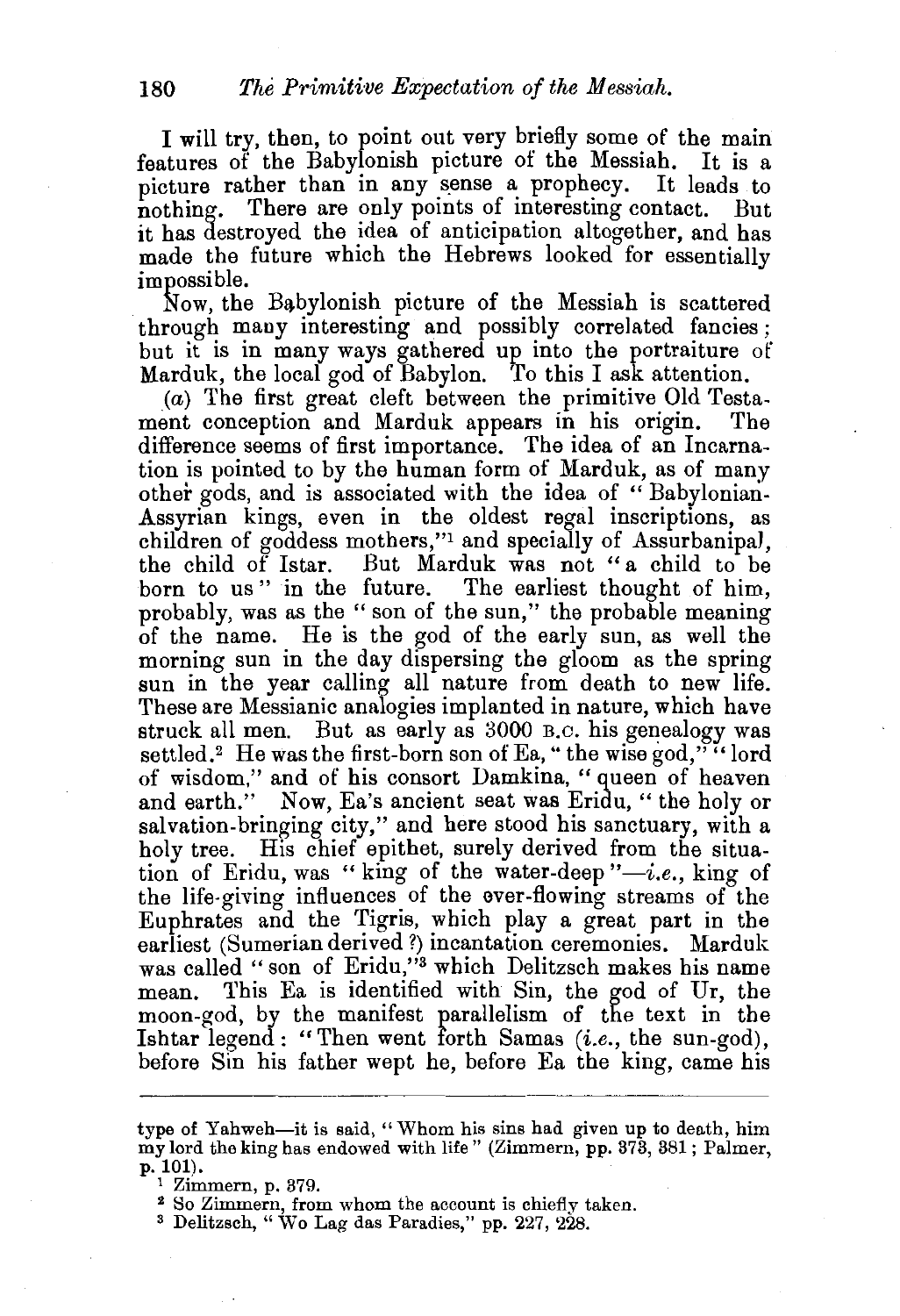I will try, then, to point out very briefly some of the main features of the Babylonish picture of the Messiah. It is a picture rather than in any sense a prophecy. It leads to nothing. There are only points of interesting contact. But it has destroyed the idea of anticipation altogether, and has made the future which the Hebrews looked for essentially impossible.

Now, the Babylonish picture of the Messiah is scattered through many interesting and possibly correlated fancies; but it is in many ways gathered up into the portraiture of Marduk, the local god of Babylon. To this I ask attention.

(*a*) The first great cleft between the primitive Old Testament conception and Marduk appears in his origin. The difference seems of first importance. The idea of an Incarnation is pointed to by the human form of Marduk, as of many other gods, and is associated with the idea of "Babylonian-Assyrian kings, even in the oldest regal inscriptions, as children of goddess mothers,"[1] and specially of Assurbanipal, the child of Istar. But Marduk was not "a child to be born to us" in the future. The earliest thought of him, probably, was as the "son of the sun," the probable meaning of the name. He is the god of the early sun, as well the morning sun in the day dispersing the gloom as the spring sun in the year calling all nature from death to new life. These are Messianic analogies implanted in nature, which have struck all men. But as early as 3000 B.C. his genealogy was settled.[2] He was the first-born son of Ea, "the wise god," "lord of wisdom," and of his consort Damkina, "queen of heaven and earth." Now, Ea's ancient seat was Eridu, "the holy or salvation-bringing city," and here stood his sanctuary, with a holy tree. His chief epithet, surely derived from the situation of Eridu, was "king of the water-deep"—*i.e.*, king of the life-giving influences of the ever-flowing streams of the Euphrates and the Tigris, which play a great part in the earliest (Sumerian derived ?) incantation ceremonies. Marduk was called "son of Eridu,"[3] which Delitzsch makes his name mean. This Ea is identified with Sin, the god of Ur, the moon-god, by the manifest parallelism of the text in the Ishtar legend: "Then went forth Samas (*i.e.*, the sun-god), before Sin his father wept he, before Ea the king, came his

---

type of Yahweh—it is said, "Whom his sins had given up to death, him my lord the king has endowed with life" (Zimmern, pp. 373, 381; Palmer, p. 101).

[1] Zimmern, p. 379.

[2] So Zimmern, from whom the account is chiefly taken.

[3] Delitzsch, "Wo Lag das Paradies," pp. 227, 228.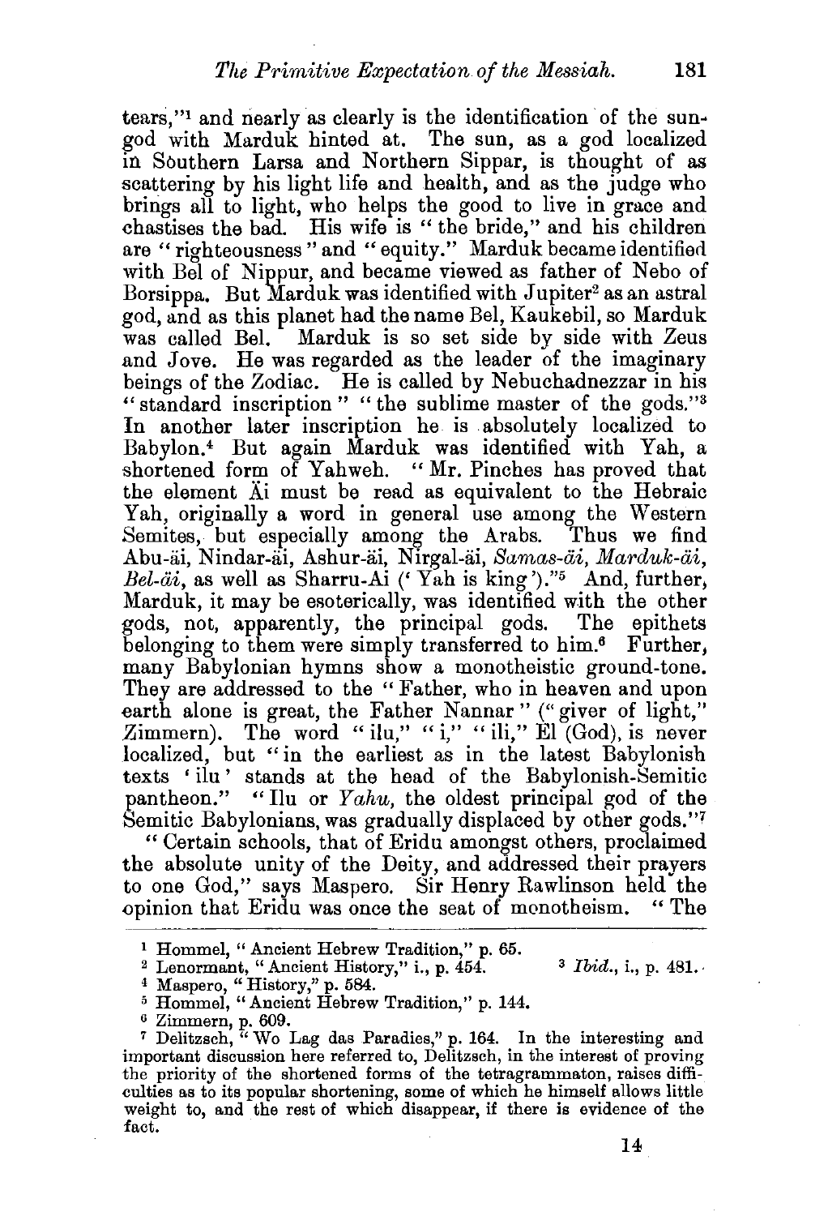tears,"[1] and nearly as clearly is the identification of the sun-god with Marduk hinted at. The sun, as a god localized in Sôuthern Larsa and Northern Sippar, is thought of as scattering by his light life and health, and as the judge who brings all to light, who helps the good to live in grace and chastises the bad. His wife is "the bride," and his children are "righteousness" and "equity." Marduk became identified with Bel of Nippur, and became viewed as father of Nebo of Borsippa. But Marduk was identified with Jupiter[2] as an astral god, and as this planet had the name Bel, Kaukebil, so Marduk was called Bel. Marduk is so set side by side with Zeus and Jove. He was regarded as the leader of the imaginary beings of the Zodiac. He is called by Nebuchadnezzar in his "standard inscription" "the sublime master of the gods."[3] In another later inscription he is absolutely localized to Babylon.[4] But again Marduk was identified with Yah, a shortened form of Yahweh. "Mr. Pinches has proved that the element Äi must be read as equivalent to the Hebraic Yah, originally a word in general use among the Western Semites, but especially among the Arabs. Thus we find Abu-äi, Nindar-äi, Ashur-äi, Nirgal-äi, *Samas-äi*, *Marduk-äi*, *Bel-äi*, as well as Sharru-Ai ('Yah is king')."[5] And, further, Marduk, it may be esoterically, was identified with the other gods, not, apparently, the principal gods. The epithets belonging to them were simply transferred to him.[6] Further, many Babylonian hymns show a monotheistic ground-tone. They are addressed to the "Father, who in heaven and upon earth alone is great, the Father Nannar" ("giver of light," Zimmern). The word "ilu," "i," "ili," El (God), is never localized, but "in the earliest as in the latest Babylonish texts 'ilu' stands at the head of the Babylonish-Semitic pantheon." "Ilu or *Yahu*, the oldest principal god of the Semitic Babylonians, was gradually displaced by other gods."[7]

"Certain schools, that of Eridu amongst others, proclaimed the absolute unity of the Deity, and addressed their prayers to one God," says Maspero. Sir Henry Rawlinson held the opinion that Eridu was once the seat of monotheism. "The

---

[1] Hommel, "Ancient Hebrew Tradition," p. 65.

[2] Lenormant, "Ancient History," i., p. 454.

[3] *Ibid.*, i., p. 481.

[4] Maspero, "History," p. 584.

[5] Hommel, "Ancient Hebrew Tradition," p. 144.

[6] Zimmern, p. 609.

[7] Delitzsch, "Wo Lag das Paradies," p. 164. In the interesting and important discussion here referred to, Delitzsch, in the interest of proving the priority of the shortened forms of the tetragrammaton, raises difficulties as to its popular shortening, some of which he himself allows little weight to, and the rest of which disappear, if there is evidence of the fact.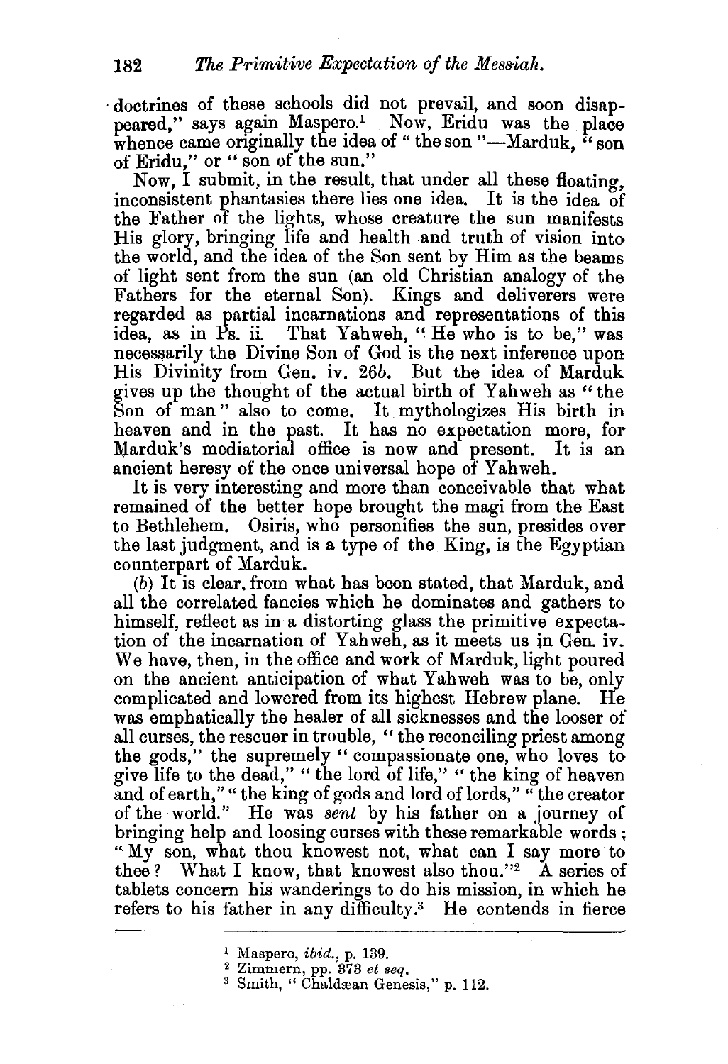doctrines of these schools did not prevail, and soon disappeared," says again Maspero.[1] Now, Eridu was the place whence came originally the idea of "the son"—Marduk, "son of Eridu," or "son of the sun."

Now, I submit, in the result, that under all these floating, inconsistent phantasies there lies one idea. It is the idea of the Father of the lights, whose creature the sun manifests His glory, bringing life and health and truth of vision into the world, and the idea of the Son sent by Him as the beams of light sent from the sun (an old Christian analogy of the Fathers for the eternal Son). Kings and deliverers were regarded as partial incarnations and representations of this idea, as in Ps. ii. That Yahweh, "He who is to be," was necessarily the Divine Son of God is the next inference upon His Divinity from Gen. iv. 26*b*. But the idea of Marduk gives up the thought of the actual birth of Yahweh as "the Son of man" also to come. It mythologizes His birth in heaven and in the past. It has no expectation more, for Marduk's mediatorial office is now and present. It is an ancient heresy of the once universal hope of Yahweh.

It is very interesting and more than conceivable that what remained of the better hope brought the magi from the East to Bethlehem. Osiris, who personifies the sun, presides over the last judgment, and is a type of the King, is the Egyptian counterpart of Marduk.

(*b*) It is clear, from what has been stated, that Marduk, and all the correlated fancies which he dominates and gathers to himself, reflect as in a distorting glass the primitive expectation of the incarnation of Yahweh, as it meets us in Gen. iv. We have, then, in the office and work of Marduk, light poured on the ancient anticipation of what Yahweh was to be, only complicated and lowered from its highest Hebrew plane. He was emphatically the healer of all sicknesses and the looser of all curses, the rescuer in trouble, "the reconciling priest among the gods," the supremely "compassionate one, who loves to give life to the dead," "the lord of life," "the king of heaven and of earth," "the king of gods and lord of lords," "the creator of the world." He was *sent* by his father on a journey of bringing help and loosing curses with these remarkable words; "My son, what thou knowest not, what can I say more to thee? What I know, that knowest also thou."[2] A series of tablets concern his wanderings to do his mission, in which he refers to his father in any difficulty.[3] He contends in fierce

---

[1] Maspero, *ibid.*, p. 139.

[2] Zimmern, pp. 373 *et seq.*

[3] Smith, "Chaldæan Genesis," p. 112.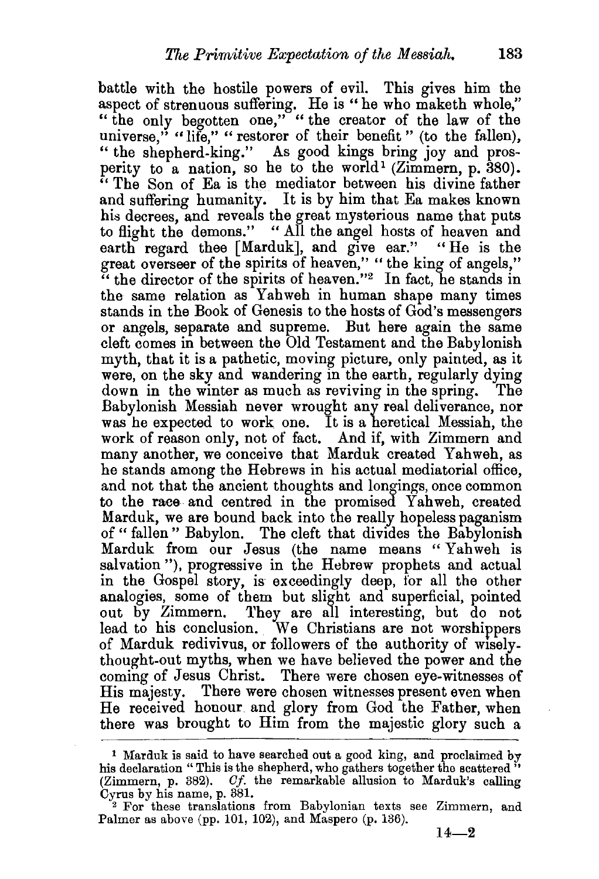battle with the hostile powers of evil. This gives him the aspect of strenuous suffering. He is "he who maketh whole," "the only begotten one," "the creator of the law of the universe," "life," "restorer of their benefit" (to the fallen), "the shepherd-king." As good kings bring joy and prosperity to a nation, so he to the world[1] (Zimmern, p. 380). "The Son of Ea is the mediator between his divine father and suffering humanity. It is by him that Ea makes known his decrees, and reveals the great mysterious name that puts to flight the demons." "All the angel hosts of heaven and earth regard thee [Marduk], and give ear." "He is the great overseer of the spirits of heaven," "the king of angels," "the director of the spirits of heaven."[2] In fact, he stands in the same relation as Yahweh in human shape many times stands in the Book of Genesis to the hosts of God's messengers or angels, separate and supreme. But here again the same cleft comes in between the Old Testament and the Babylonish myth, that it is a pathetic, moving picture, only painted, as it were, on the sky and wandering in the earth, regularly dying down in the winter as much as reviving in the spring. The Babylonish Messiah never wrought any real deliverance, nor was he expected to work one. It is a heretical Messiah, the work of reason only, not of fact. And if, with Zimmern and many another, we conceive that Marduk created Yahweh, as he stands among the Hebrews in his actual mediatorial office, and not that the ancient thoughts and longings, once common to the race and centred in the promised Yahweh, created Marduk, we are bound back into the really hopeless paganism of "fallen" Babylon. The cleft that divides the Babylonish Marduk from our Jesus (the name means "Yahweh is salvation"), progressive in the Hebrew prophets and actual in the Gospel story, is exceedingly deep, for all the other analogies, some of them but slight and superficial, pointed out by Zimmern. They are all interesting, but do not lead to his conclusion. We Christians are not worshippers of Marduk redivivus, or followers of the authority of wisely-thought-out myths, when we have believed the power and the coming of Jesus Christ. There were chosen eye-witnesses of His majesty. There were chosen witnesses present even when He received honour and glory from God the Father, when there was brought to Him from the majestic glory such a

---

[1] Marduk is said to have searched out a good king, and proclaimed by his declaration "This is the shepherd, who gathers together the scattered" (Zimmern, p. 382). *Cf.* the remarkable allusion to Marduk's calling Cyrus by his name, p. 381.

[2] For these translations from Babylonian texts see Zimmern, and Palmer as above (pp. 101, 102), and Maspero (p. 136).

14—2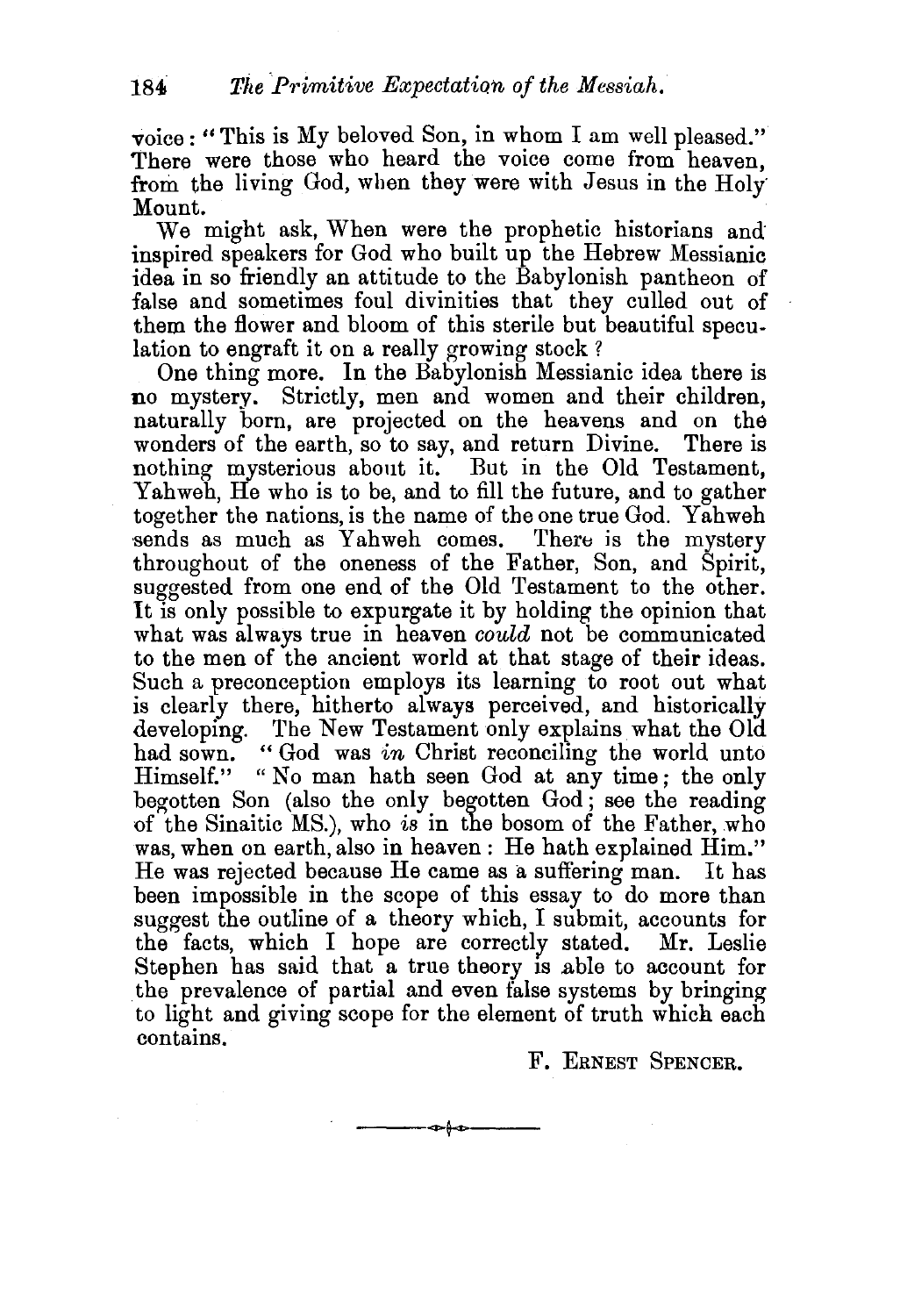voice: "This is My beloved Son, in whom I am well pleased." There were those who heard the voice come from heaven, from the living God, when they were with Jesus in the Holy Mount.

We might ask, When were the prophetic historians and inspired speakers for God who built up the Hebrew Messianic idea in so friendly an attitude to the Babylonish pantheon of false and sometimes foul divinities that they culled out of them the flower and bloom of this sterile but beautiful speculation to engraft it on a really growing stock?

One thing more. In the Babylonish Messianic idea there is no mystery. Strictly, men and women and their children, naturally born, are projected on the heavens and on the wonders of the earth, so to say, and return Divine. There is nothing mysterious about it. But in the Old Testament, Yahweh, He who is to be, and to fill the future, and to gather together the nations, is the name of the one true God. Yahweh sends as much as Yahweh comes. There is the mystery throughout of the oneness of the Father, Son, and Spirit, suggested from one end of the Old Testament to the other. It is only possible to expurgate it by holding the opinion that what was always true in heaven *could* not be communicated to the men of the ancient world at that stage of their ideas. Such a preconception employs its learning to root out what is clearly there, hitherto always perceived, and historically developing. The New Testament only explains what the Old had sown. "God was *in* Christ reconciling the world unto Himself." "No man hath seen God at any time; the only begotten Son (also the only begotten God; see the reading of the Sinaitic MS.), who *is* in the bosom of the Father, who was, when on earth, also in heaven: He hath explained Him." He was rejected because He came as a suffering man. It has been impossible in the scope of this essay to do more than suggest the outline of a theory which, I submit, accounts for the facts, which I hope are correctly stated. Mr. Leslie Stephen has said that a true theory is able to account for the prevalence of partial and even false systems by bringing to light and giving scope for the element of truth which each contains.

F. ERNEST SPENCER.